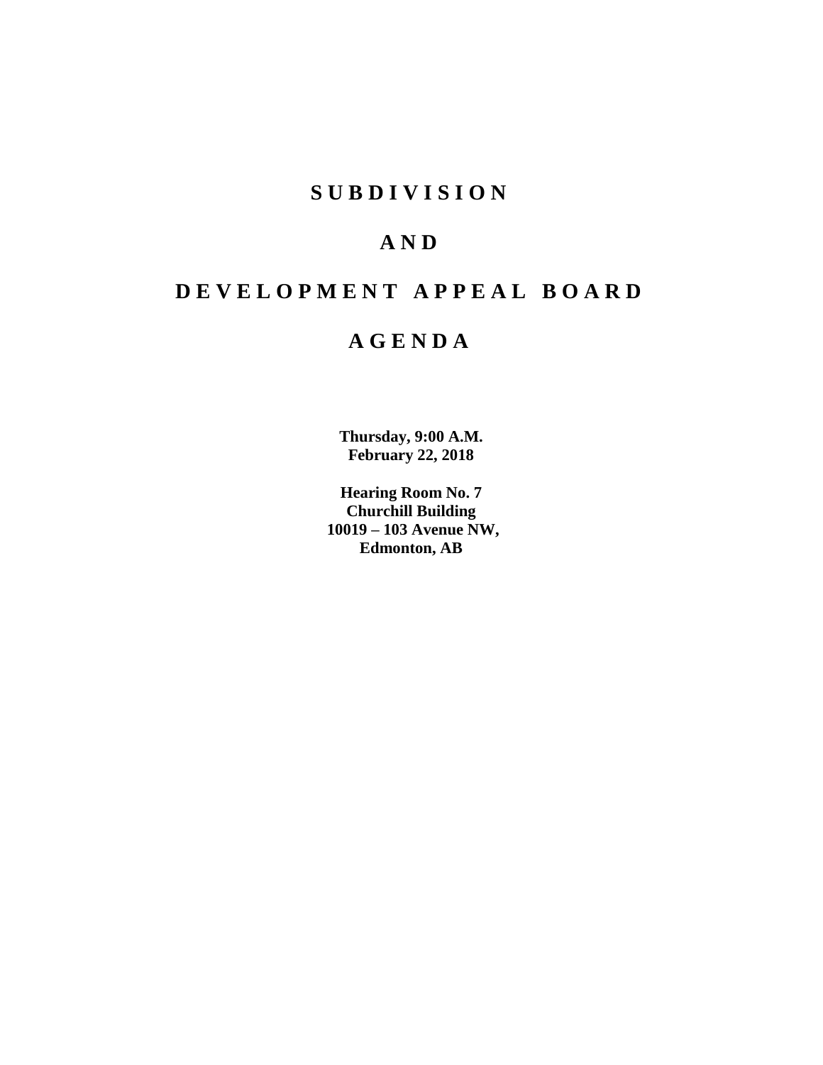# S U B D I V I S I O N

# A N D

# D E V E L O P M E N T   A P P E A L   B O A R D

# A G E N D A

**Thursday, 9:00 A.M.**
**February 22, 2018**

**Hearing Room No. 7**
**Churchill Building**
**10019 – 103 Avenue NW,**
**Edmonton, AB**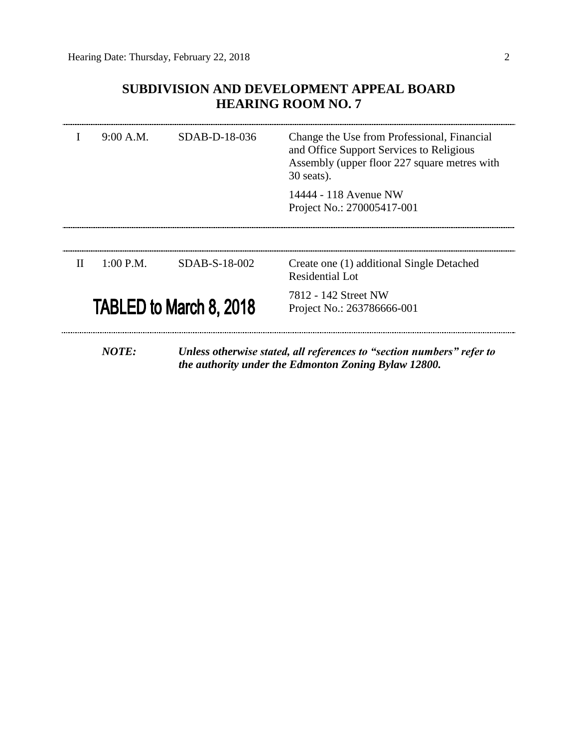# SUBDIVISION AND DEVELOPMENT APPEAL BOARD
## HEARING ROOM NO. 7

| | | | |
|---|---|---|---|
| I | 9:00 A.M. | SDAB-D-18-036 | Change the Use from Professional, Financial and Office Support Services to Religious Assembly (upper floor 227 square metres with 30 seats).<br><br>14444 - 118 Avenue NW<br>Project No.: 270005417-001 |
| II | 1:00 P.M. | SDAB-S-18-002 | Create one (1) additional Single Detached Residential Lot<br><br>7812 - 142 Street NW<br>Project No.: 263786666-001 |

**TABLED to March 8, 2018**

***NOTE:*** ***Unless otherwise stated, all references to "section numbers" refer to the authority under the Edmonton Zoning Bylaw 12800.***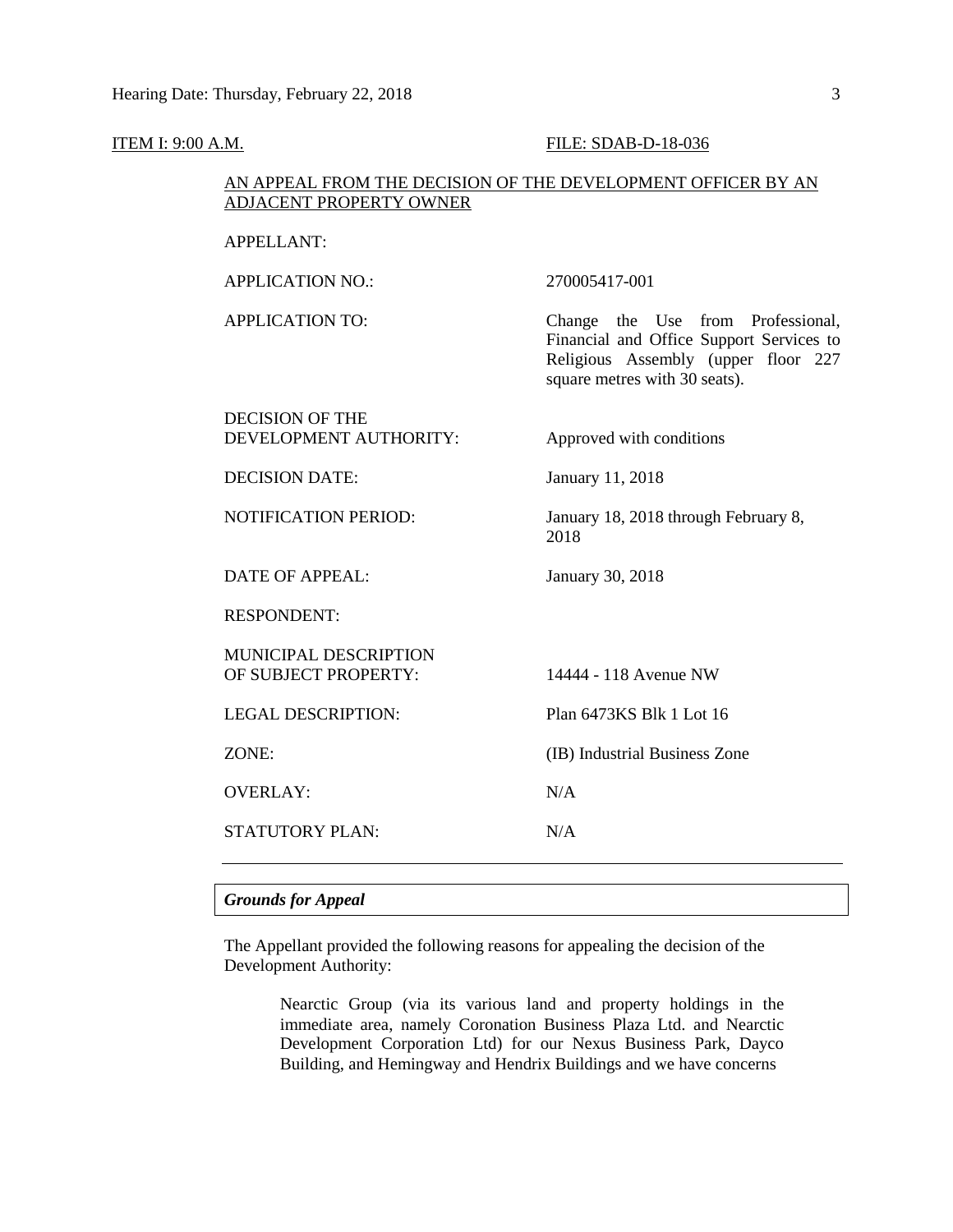ITEM I: 9:00 A.M. FILE: SDAB-D-18-036

AN APPEAL FROM THE DECISION OF THE DEVELOPMENT OFFICER BY AN ADJACENT PROPERTY OWNER

| | |
|---|---|
| APPELLANT: | |
| APPLICATION NO.: | 270005417-001 |
| APPLICATION TO: | Change the Use from Professional, Financial and Office Support Services to Religious Assembly (upper floor 227 square metres with 30 seats). |
| DECISION OF THE DEVELOPMENT AUTHORITY: | Approved with conditions |
| DECISION DATE: | January 11, 2018 |
| NOTIFICATION PERIOD: | January 18, 2018 through February 8, 2018 |
| DATE OF APPEAL: | January 30, 2018 |
| RESPONDENT: | |
| MUNICIPAL DESCRIPTION OF SUBJECT PROPERTY: | 14444 - 118 Avenue NW |
| LEGAL DESCRIPTION: | Plan 6473KS Blk 1 Lot 16 |
| ZONE: | (IB) Industrial Business Zone |
| OVERLAY: | N/A |
| STATUTORY PLAN: | N/A |

---

***Grounds for Appeal***

The Appellant provided the following reasons for appealing the decision of the Development Authority:

> Nearctic Group (via its various land and property holdings in the immediate area, namely Coronation Business Plaza Ltd. and Nearctic Development Corporation Ltd) for our Nexus Business Park, Dayco Building, and Hemingway and Hendrix Buildings and we have concerns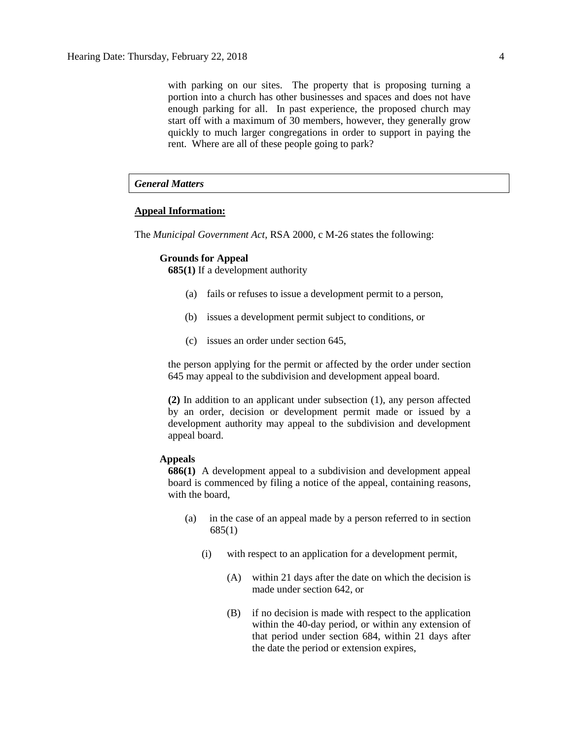with parking on our sites. The property that is proposing turning a portion into a church has other businesses and spaces and does not have enough parking for all. In past experience, the proposed church may start off with a maximum of 30 members, however, they generally grow quickly to much larger congregations in order to support in paying the rent. Where are all of these people going to park?

### *General Matters*

**Appeal Information:**

The *Municipal Government Act*, RSA 2000, c M-26 states the following:

**Grounds for Appeal**

**685(1)** If a development authority

(a) fails or refuses to issue a development permit to a person,

(b) issues a development permit subject to conditions, or

(c) issues an order under section 645,

the person applying for the permit or affected by the order under section 645 may appeal to the subdivision and development appeal board.

**(2)** In addition to an applicant under subsection (1), any person affected by an order, decision or development permit made or issued by a development authority may appeal to the subdivision and development appeal board.

**Appeals**

**686(1)** A development appeal to a subdivision and development appeal board is commenced by filing a notice of the appeal, containing reasons, with the board,

(a) in the case of an appeal made by a person referred to in section 685(1)

(i) with respect to an application for a development permit,

(A) within 21 days after the date on which the decision is made under section 642, or

(B) if no decision is made with respect to the application within the 40-day period, or within any extension of that period under section 684, within 21 days after the date the period or extension expires,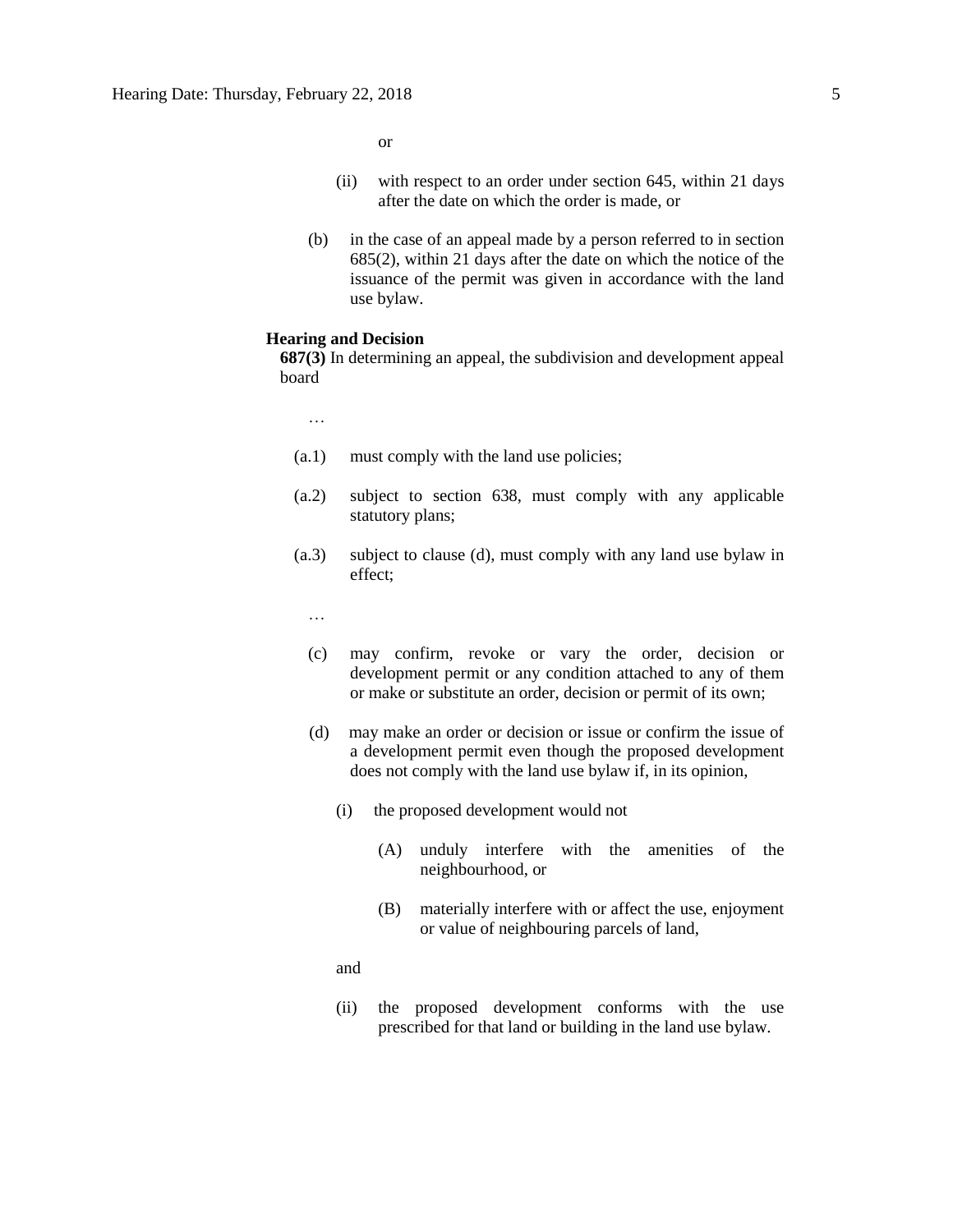or

(ii) with respect to an order under section 645, within 21 days after the date on which the order is made, or

(b) in the case of an appeal made by a person referred to in section 685(2), within 21 days after the date on which the notice of the issuance of the permit was given in accordance with the land use bylaw.

**Hearing and Decision**

**687(3)** In determining an appeal, the subdivision and development appeal board

…

(a.1) must comply with the land use policies;

(a.2) subject to section 638, must comply with any applicable statutory plans;

(a.3) subject to clause (d), must comply with any land use bylaw in effect;

…

(c) may confirm, revoke or vary the order, decision or development permit or any condition attached to any of them or make or substitute an order, decision or permit of its own;

(d) may make an order or decision or issue or confirm the issue of a development permit even though the proposed development does not comply with the land use bylaw if, in its opinion,

(i) the proposed development would not

(A) unduly interfere with the amenities of the neighbourhood, or

(B) materially interfere with or affect the use, enjoyment or value of neighbouring parcels of land,

and

(ii) the proposed development conforms with the use prescribed for that land or building in the land use bylaw.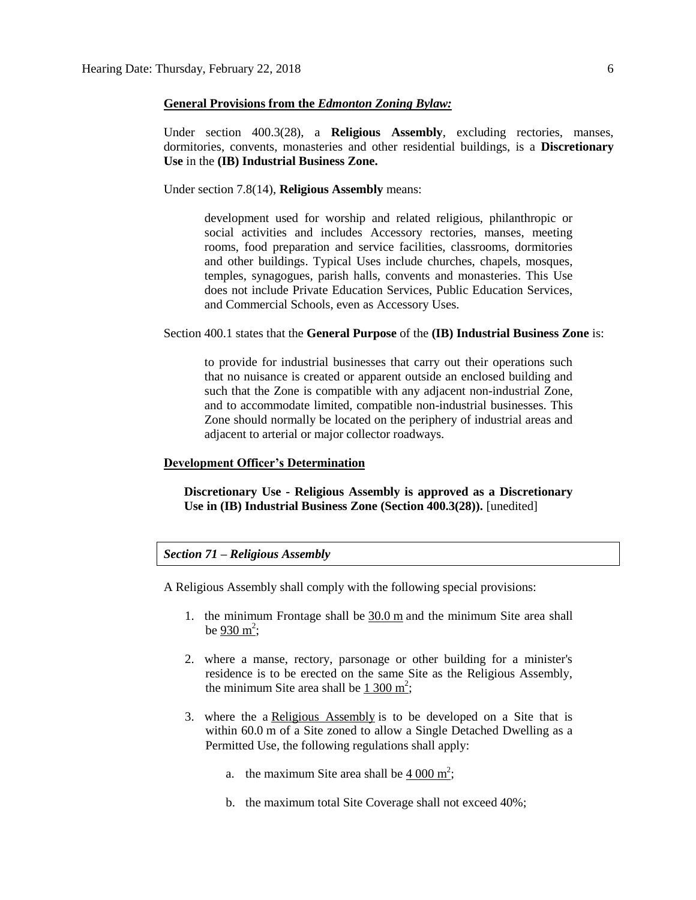**General Provisions from the *Edmonton Zoning Bylaw:***

Under section 400.3(28), a **Religious Assembly**, excluding rectories, manses, dormitories, convents, monasteries and other residential buildings, is a **Discretionary Use** in the **(IB) Industrial Business Zone.**

Under section 7.8(14), **Religious Assembly** means:

> development used for worship and related religious, philanthropic or social activities and includes Accessory rectories, manses, meeting rooms, food preparation and service facilities, classrooms, dormitories and other buildings. Typical Uses include churches, chapels, mosques, temples, synagogues, parish halls, convents and monasteries. This Use does not include Private Education Services, Public Education Services, and Commercial Schools, even as Accessory Uses.

Section 400.1 states that the **General Purpose** of the **(IB) Industrial Business Zone** is:

> to provide for industrial businesses that carry out their operations such that no nuisance is created or apparent outside an enclosed building and such that the Zone is compatible with any adjacent non-industrial Zone, and to accommodate limited, compatible non-industrial businesses. This Zone should normally be located on the periphery of industrial areas and adjacent to arterial or major collector roadways.

**Development Officer's Determination**

> **Discretionary Use - Religious Assembly is approved as a Discretionary Use in (IB) Industrial Business Zone (Section 400.3(28)).** [unedited]

***Section 71 – Religious Assembly***

A Religious Assembly shall comply with the following special provisions:

1. the minimum Frontage shall be 30.0 m and the minimum Site area shall be 930 $m^2$;
2. where a manse, rectory, parsonage or other building for a minister's residence is to be erected on the same Site as the Religious Assembly, the minimum Site area shall be 1 300 $m^2$;
3. where the a Religious Assembly is to be developed on a Site that is within 60.0 m of a Site zoned to allow a Single Detached Dwelling as a Permitted Use, the following regulations shall apply:
   a. the maximum Site area shall be 4 000 $m^2$;
   b. the maximum total Site Coverage shall not exceed 40%;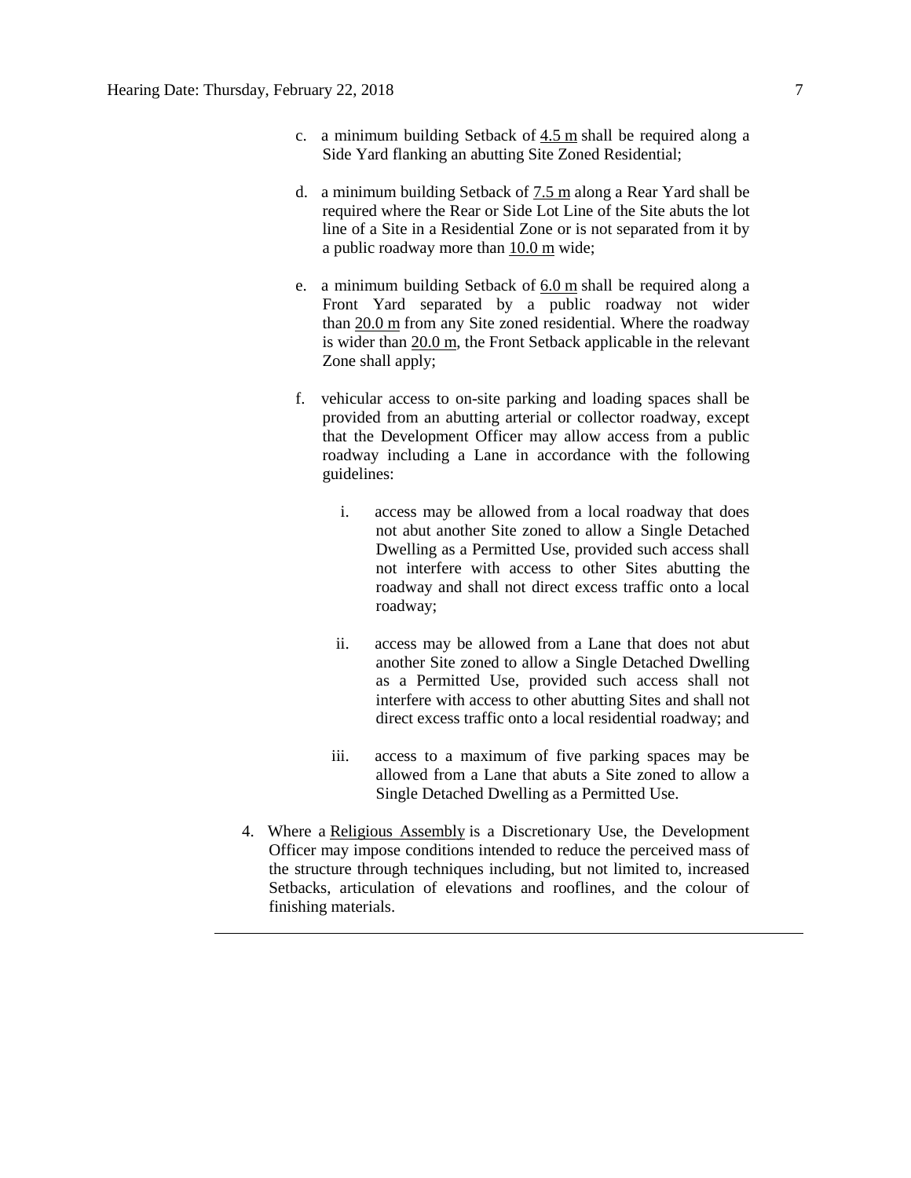c. a minimum building Setback of 4.5 m shall be required along a Side Yard flanking an abutting Site Zoned Residential;

d. a minimum building Setback of 7.5 m along a Rear Yard shall be required where the Rear or Side Lot Line of the Site abuts the lot line of a Site in a Residential Zone or is not separated from it by a public roadway more than 10.0 m wide;

e. a minimum building Setback of 6.0 m shall be required along a Front Yard separated by a public roadway not wider than 20.0 m from any Site zoned residential. Where the roadway is wider than 20.0 m, the Front Setback applicable in the relevant Zone shall apply;

f. vehicular access to on-site parking and loading spaces shall be provided from an abutting arterial or collector roadway, except that the Development Officer may allow access from a public roadway including a Lane in accordance with the following guidelines:

   i. access may be allowed from a local roadway that does not abut another Site zoned to allow a Single Detached Dwelling as a Permitted Use, provided such access shall not interfere with access to other Sites abutting the roadway and shall not direct excess traffic onto a local roadway;

   ii. access may be allowed from a Lane that does not abut another Site zoned to allow a Single Detached Dwelling as a Permitted Use, provided such access shall not interfere with access to other abutting Sites and shall not direct excess traffic onto a local residential roadway; and

   iii. access to a maximum of five parking spaces may be allowed from a Lane that abuts a Site zoned to allow a Single Detached Dwelling as a Permitted Use.

4. Where a Religious Assembly is a Discretionary Use, the Development Officer may impose conditions intended to reduce the perceived mass of the structure through techniques including, but not limited to, increased Setbacks, articulation of elevations and rooflines, and the colour of finishing materials.

---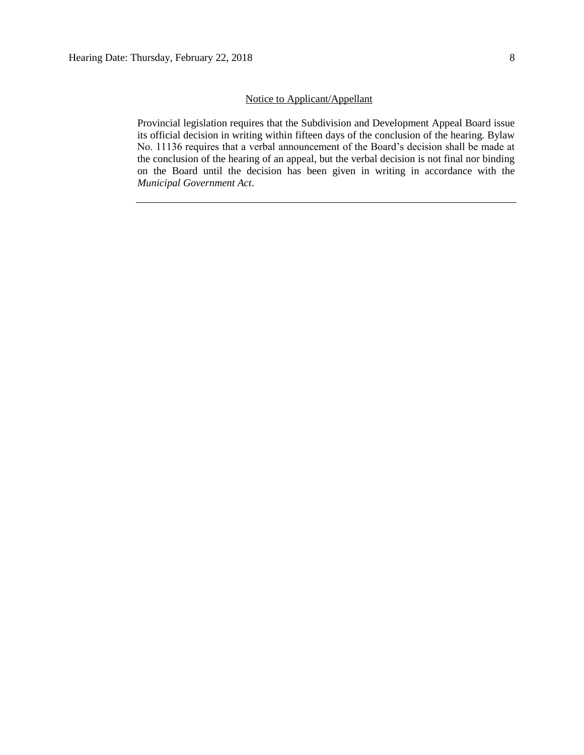<u>Notice to Applicant/Appellant</u>

Provincial legislation requires that the Subdivision and Development Appeal Board issue its official decision in writing within fifteen days of the conclusion of the hearing. Bylaw No. 11136 requires that a verbal announcement of the Board's decision shall be made at the conclusion of the hearing of an appeal, but the verbal decision is not final nor binding on the Board until the decision has been given in writing in accordance with the *Municipal Government Act*.

---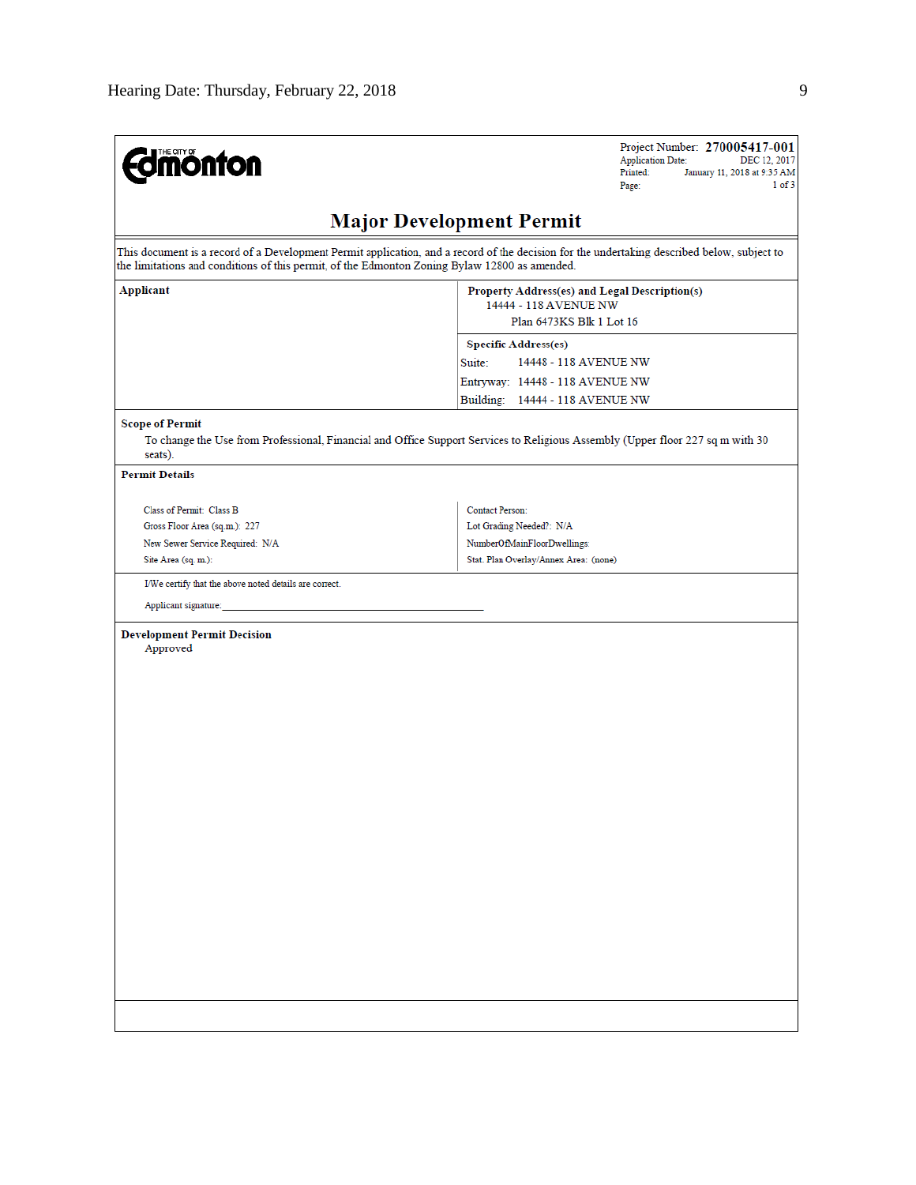The City of Edmonton

Project Number: **270005417-001**
Application Date: DEC 12, 2017
Printed: January 11, 2018 at 9:35 AM
Page: 1 of 3

# Major Development Permit

This document is a record of a Development Permit application, and a record of the decision for the undertaking described below, subject to the limitations and conditions of this permit, of the Edmonton Zoning Bylaw 12800 as amended.

| **Applicant** | **Property Address(es) and Legal Description(s)**<br>14444 - 118 AVENUE NW<br>Plan 6473KS Blk 1 Lot 16 |
|---|---|
| | **Specific Address(es)**<br>Suite: 14448 - 118 AVENUE NW<br>Entryway: 14448 - 118 AVENUE NW<br>Building: 14444 - 118 AVENUE NW |

**Scope of Permit**

To change the Use from Professional, Financial and Office Support Services to Religious Assembly (Upper floor 227 sq m with 30 seats).

**Permit Details**

| | |
|---|---|
| Class of Permit: Class B | Contact Person: |
| Gross Floor Area (sq.m.): 227 | Lot Grading Needed?: N/A |
| New Sewer Service Required: N/A | NumberOfMainFloorDwellings: |
| Site Area (sq. m.): | Stat. Plan Overlay/Annex Area: (none) |

I/We certify that the above noted details are correct.

Applicant signature:\_\_\_\_\_\_\_\_\_\_\_\_\_\_\_\_\_\_\_\_\_\_\_\_\_\_\_\_\_\_\_\_\_\_\_\_\_\_\_\_\_\_

**Development Permit Decision**

Approved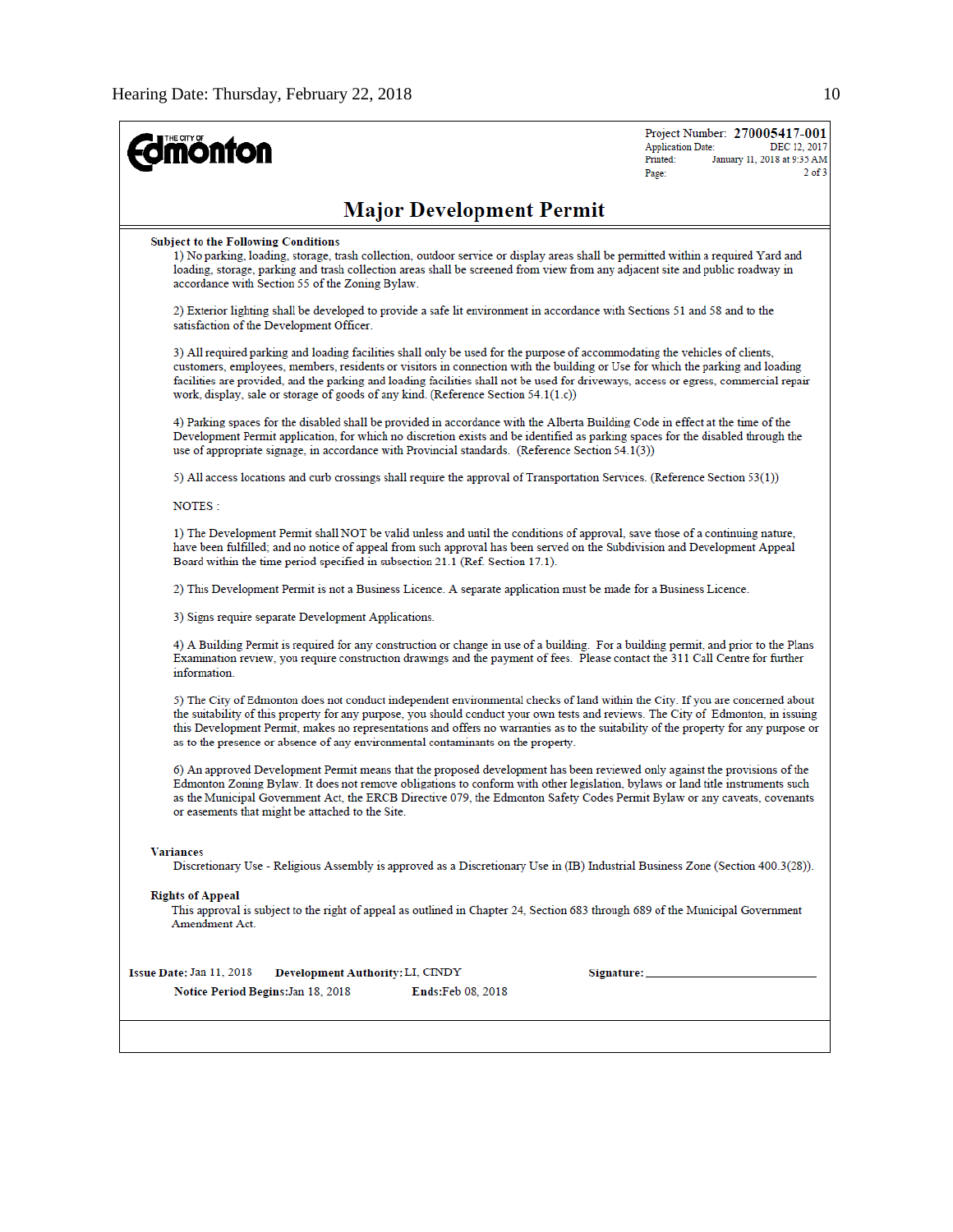THE CITY OF Edmonton

Project Number: **270005417-001**
Application Date: DEC 12, 2017
Printed: January 11, 2018 at 9:35 AM
Page: 2 of 3

## Major Development Permit

**Subject to the Following Conditions**

1) No parking, loading, storage, trash collection, outdoor service or display areas shall be permitted within a required Yard and loading, storage, parking and trash collection areas shall be screened from view from any adjacent site and public roadway in accordance with Section 55 of the Zoning Bylaw.

2) Exterior lighting shall be developed to provide a safe lit environment in accordance with Sections 51 and 58 and to the satisfaction of the Development Officer.

3) All required parking and loading facilities shall only be used for the purpose of accommodating the vehicles of clients, customers, employees, members, residents or visitors in connection with the building or Use for which the parking and loading facilities are provided, and the parking and loading facilities shall not be used for driveways, access or egress, commercial repair work, display, sale or storage of goods of any kind. (Reference Section 54.1(1.c))

4) Parking spaces for the disabled shall be provided in accordance with the Alberta Building Code in effect at the time of the Development Permit application, for which no discretion exists and be identified as parking spaces for the disabled through the use of appropriate signage, in accordance with Provincial standards. (Reference Section 54.1(3))

5) All access locations and curb crossings shall require the approval of Transportation Services. (Reference Section 53(1))

NOTES :

1) The Development Permit shall NOT be valid unless and until the conditions of approval, save those of a continuing nature, have been fulfilled; and no notice of appeal from such approval has been served on the Subdivision and Development Appeal Board within the time period specified in subsection 21.1 (Ref. Section 17.1).

2) This Development Permit is not a Business Licence. A separate application must be made for a Business Licence.

3) Signs require separate Development Applications.

4) A Building Permit is required for any construction or change in use of a building. For a building permit, and prior to the Plans Examination review, you require construction drawings and the payment of fees. Please contact the 311 Call Centre for further information.

5) The City of Edmonton does not conduct independent environmental checks of land within the City. If you are concerned about the suitability of this property for any purpose, you should conduct your own tests and reviews. The City of Edmonton, in issuing this Development Permit, makes no representations and offers no warranties as to the suitability of the property for any purpose or as to the presence or absence of any environmental contaminants on the property.

6) An approved Development Permit means that the proposed development has been reviewed only against the provisions of the Edmonton Zoning Bylaw. It does not remove obligations to conform with other legislation, bylaws or land title instruments such as the Municipal Government Act, the ERCB Directive 079, the Edmonton Safety Codes Permit Bylaw or any caveats, covenants or easements that might be attached to the Site.

**Variances**

Discretionary Use - Religious Assembly is approved as a Discretionary Use in (IB) Industrial Business Zone (Section 400.3(28)).

**Rights of Appeal**

This approval is subject to the right of appeal as outlined in Chapter 24, Section 683 through 689 of the Municipal Government Amendment Act.

**Issue Date:** Jan 11, 2018 **Development Authority:** LI, CINDY **Signature:** ______________________

**Notice Period Begins:** Jan 18, 2018 **Ends:** Feb 08, 2018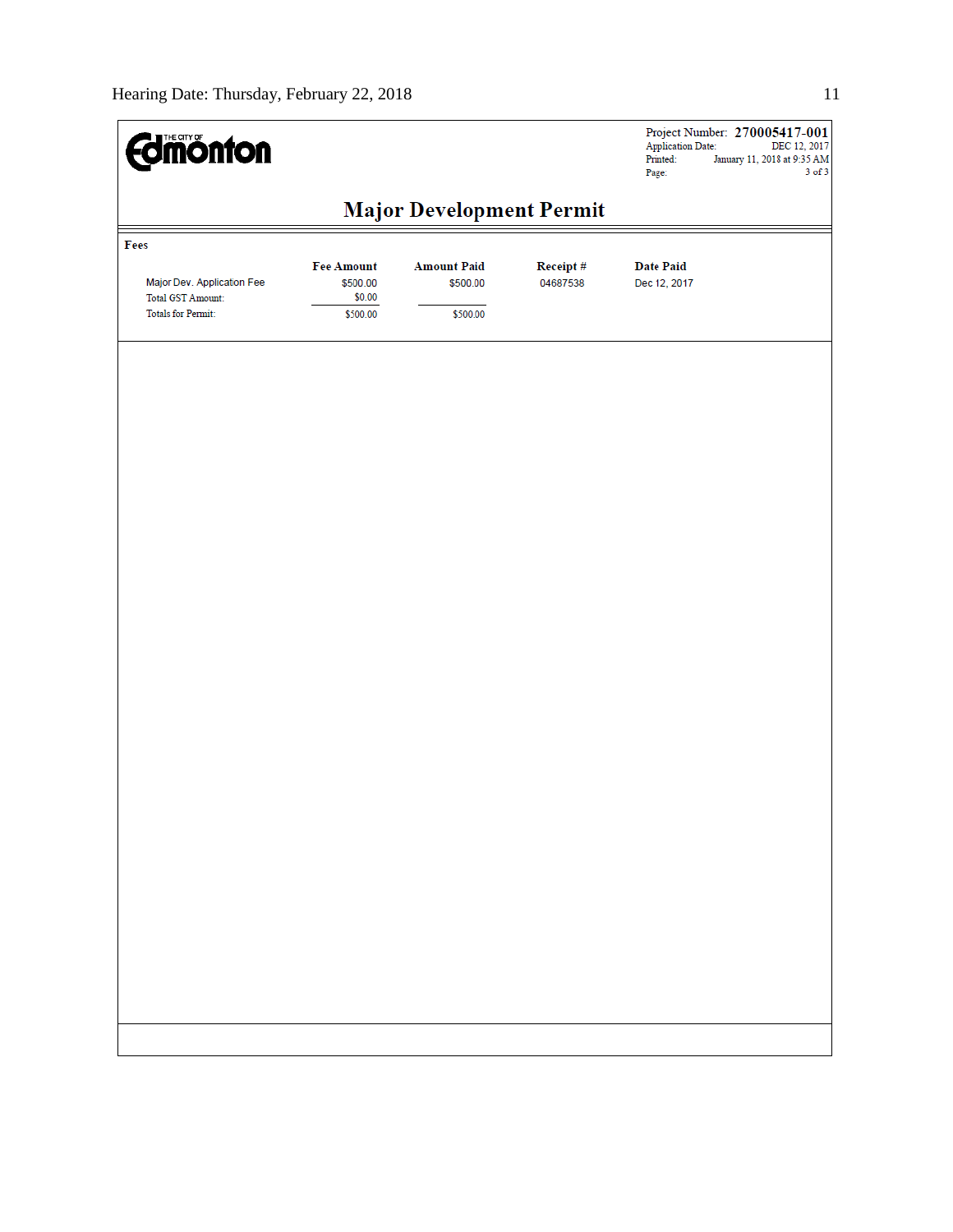THE CITY OF Edmonton

Project Number: **270005417-001**
Application Date: DEC 12, 2017
Printed: January 11, 2018 at 9:35 AM
Page: 3 of 3

# Major Development Permit

**Fees**

| | Fee Amount | Amount Paid | Receipt # | Date Paid |
|---|---|---|---|---|
| Major Dev. Application Fee | $500.00 | $500.00 | 04687538 | Dec 12, 2017 |
| Total GST Amount: | $0.00 | | | |
| Totals for Permit: | $500.00 | $500.00 | | |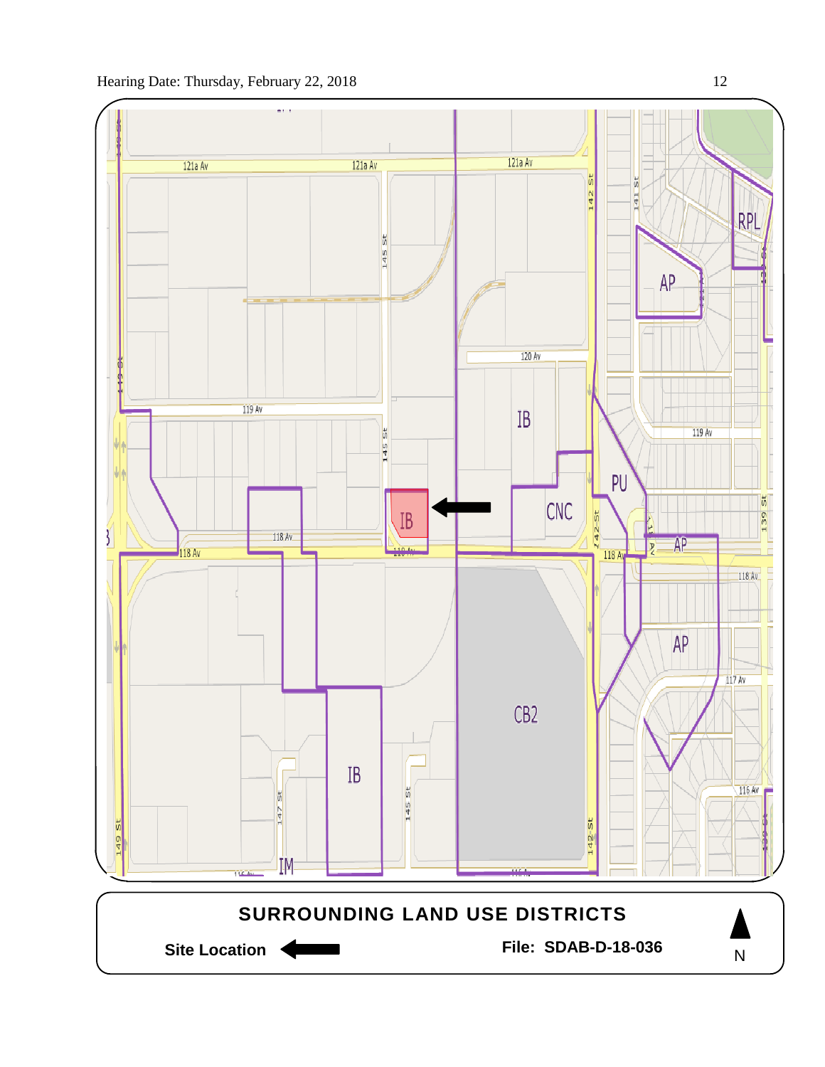121a Av
121a Av
121a Av
145 St
142 St
141 St
RPL
AP
149 St
120 Av
119 Av
IB
119 Av
145 St
PU
CNC
IB
118 Av
139 St
118 Av
118 Av
118 Av
AP
118 Av
AP
117 Av
CB2
IB
147 St
145 St
116 Av
149 St
142 St
IM

**SURROUNDING LAND USE DISTRICTS**

**Site Location**

**File: SDAB-D-18-036**

N